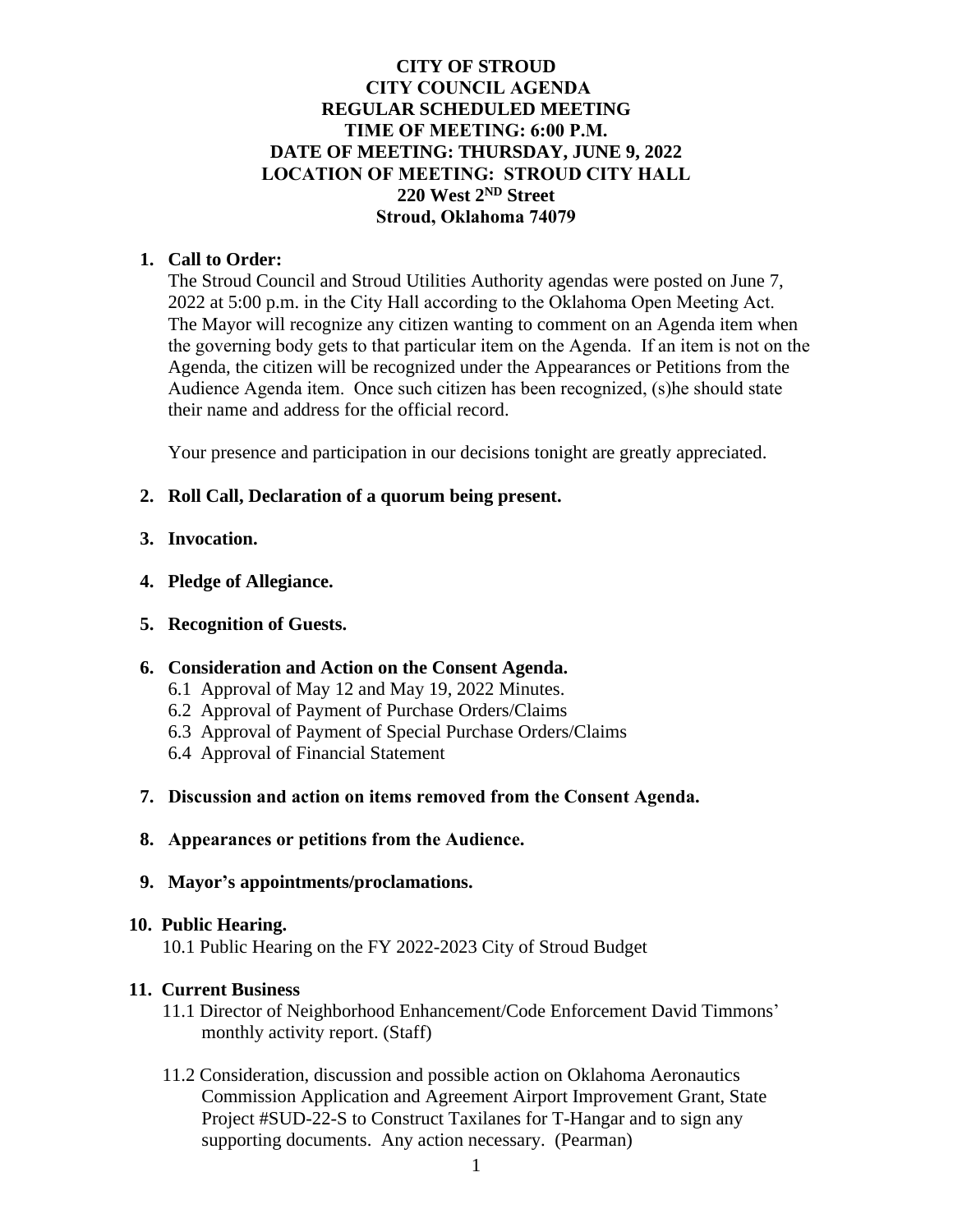# CITY OF STROUD
# CITY COUNCIL AGENDA
## REGULAR SCHEDULED MEETING
## TIME OF MEETING: 6:00 P.M.
## DATE OF MEETING: THURSDAY, JUNE 9, 2022
## LOCATION OF MEETING: STROUD CITY HALL
## 220 West 2ND Street
## Stroud, Oklahoma 74079

1. **Call to Order:**

   The Stroud Council and Stroud Utilities Authority agendas were posted on June 7, 2022 at 5:00 p.m. in the City Hall according to the Oklahoma Open Meeting Act. The Mayor will recognize any citizen wanting to comment on an Agenda item when the governing body gets to that particular item on the Agenda. If an item is not on the Agenda, the citizen will be recognized under the Appearances or Petitions from the Audience Agenda item. Once such citizen has been recognized, (s)he should state their name and address for the official record.

   Your presence and participation in our decisions tonight are greatly appreciated.

2. **Roll Call, Declaration of a quorum being present.**

3. **Invocation.**

4. **Pledge of Allegiance.**

5. **Recognition of Guests.**

6. **Consideration and Action on the Consent Agenda.**
   - 6.1 Approval of May 12 and May 19, 2022 Minutes.
   - 6.2 Approval of Payment of Purchase Orders/Claims
   - 6.3 Approval of Payment of Special Purchase Orders/Claims
   - 6.4 Approval of Financial Statement

7. **Discussion and action on items removed from the Consent Agenda.**

8. **Appearances or petitions from the Audience.**

9. **Mayor's appointments/proclamations.**

10. **Public Hearing.**
    - 10.1 Public Hearing on the FY 2022-2023 City of Stroud Budget

11. **Current Business**
    - 11.1 Director of Neighborhood Enhancement/Code Enforcement David Timmons' monthly activity report. (Staff)

    - 11.2 Consideration, discussion and possible action on Oklahoma Aeronautics Commission Application and Agreement Airport Improvement Grant, State Project #SUD-22-S to Construct Taxilanes for T-Hangar and to sign any supporting documents. Any action necessary. (Pearman)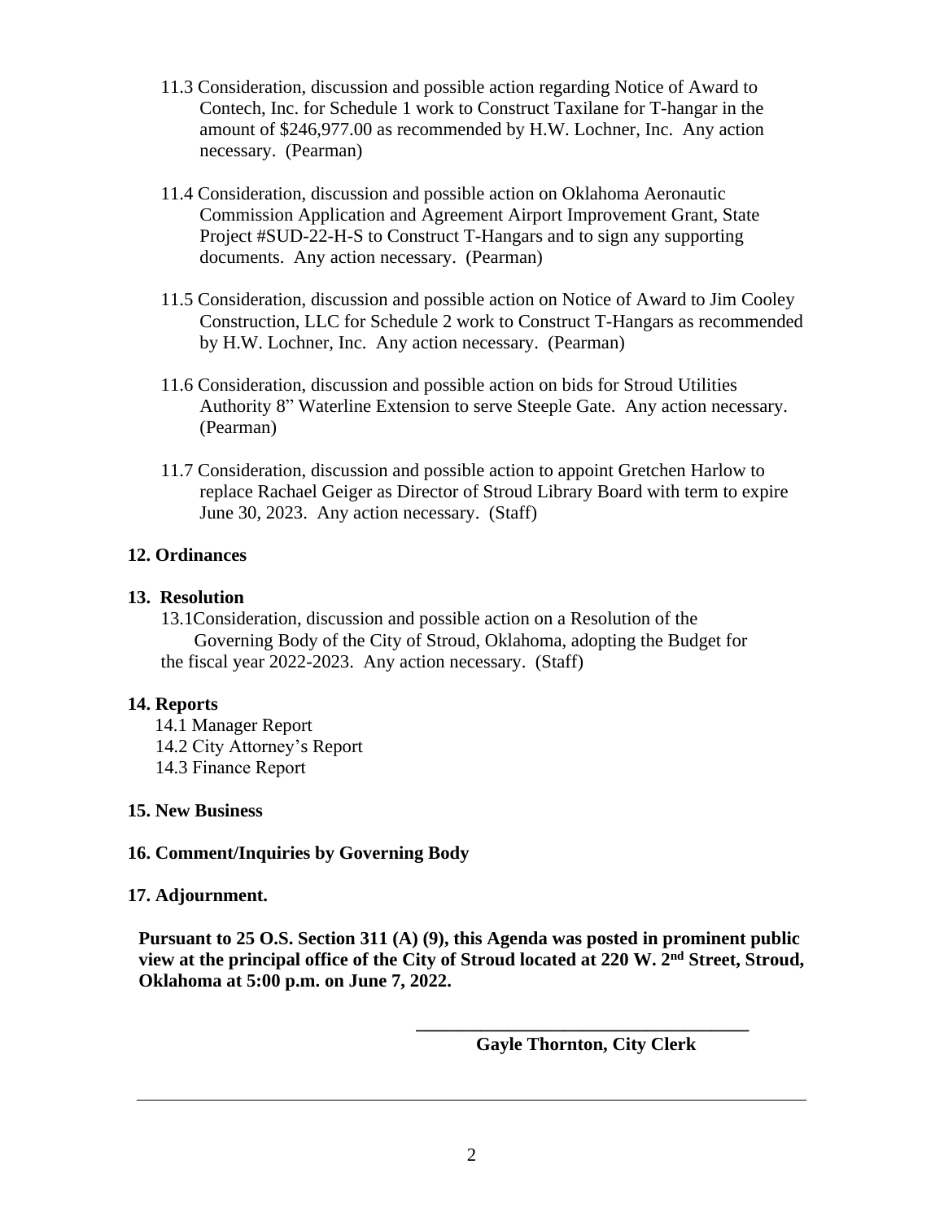11.3 Consideration, discussion and possible action regarding Notice of Award to Contech, Inc. for Schedule 1 work to Construct Taxilane for T-hangar in the amount of $246,977.00 as recommended by H.W. Lochner, Inc. Any action necessary. (Pearman)

11.4 Consideration, discussion and possible action on Oklahoma Aeronautic Commission Application and Agreement Airport Improvement Grant, State Project #SUD-22-H-S to Construct T-Hangars and to sign any supporting documents. Any action necessary. (Pearman)

11.5 Consideration, discussion and possible action on Notice of Award to Jim Cooley Construction, LLC for Schedule 2 work to Construct T-Hangars as recommended by H.W. Lochner, Inc. Any action necessary. (Pearman)

11.6 Consideration, discussion and possible action on bids for Stroud Utilities Authority 8" Waterline Extension to serve Steeple Gate. Any action necessary. (Pearman)

11.7 Consideration, discussion and possible action to appoint Gretchen Harlow to replace Rachael Geiger as Director of Stroud Library Board with term to expire June 30, 2023. Any action necessary. (Staff)

**12. Ordinances**

**13. Resolution**

13.1Consideration, discussion and possible action on a Resolution of the Governing Body of the City of Stroud, Oklahoma, adopting the Budget for the fiscal year 2022-2023. Any action necessary. (Staff)

**14. Reports**

14.1 Manager Report
14.2 City Attorney's Report
14.3 Finance Report

**15. New Business**

**16. Comment/Inquiries by Governing Body**

**17. Adjournment.**

**Pursuant to 25 O.S. Section 311 (A) (9), this Agenda was posted in prominent public view at the principal office of the City of Stroud located at 220 W. 2nd Street, Stroud, Oklahoma at 5:00 p.m. on June 7, 2022.**

\_\_\_\_\_\_\_\_\_\_\_\_\_\_\_\_\_\_\_\_\_\_\_\_\_\_\_\_\_\_\_\_\_\_\_\_

**Gayle Thornton, City Clerk**